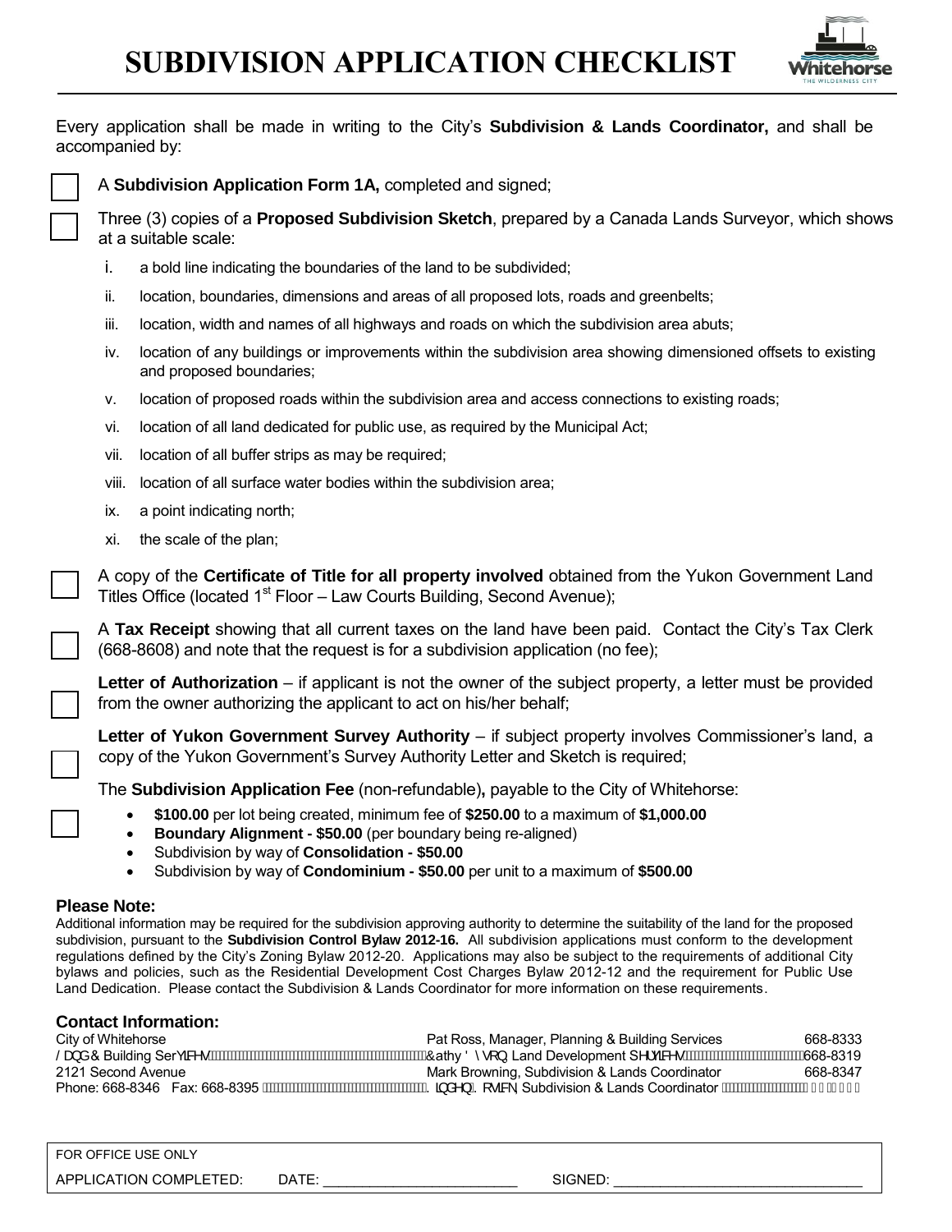# SUBDIVISION APPLICATION CHECKLIST

Every application shall be made in writing to the City's **Subdivision & Lands Coordinator,** and shall be accompanied by:

☐ A **Subdivision Application Form 1A,** completed and signed;

☐ Three (3) copies of a **Proposed Subdivision Sketch**, prepared by a Canada Lands Surveyor, which shows at a suitable scale:

- i. a bold line indicating the boundaries of the land to be subdivided;
- ii. location, boundaries, dimensions and areas of all proposed lots, roads and greenbelts;
- iii. location, width and names of all highways and roads on which the subdivision area abuts;
- iv. location of any buildings or improvements within the subdivision area showing dimensioned offsets to existing and proposed boundaries;
- v. location of proposed roads within the subdivision area and access connections to existing roads;
- vi. location of all land dedicated for public use, as required by the Municipal Act;
- vii. location of all buffer strips as may be required;
- viii. location of all surface water bodies within the subdivision area;
- ix. a point indicating north;
- xi. the scale of the plan;

☐ A copy of the **Certificate of Title for all property involved** obtained from the Yukon Government Land Titles Office (located 1st Floor – Law Courts Building, Second Avenue);

☐ A **Tax Receipt** showing that all current taxes on the land have been paid. Contact the City's Tax Clerk (668-8608) and note that the request is for a subdivision application (no fee);

☐ **Letter of Authorization** – if applicant is not the owner of the subject property, a letter must be provided from the owner authorizing the applicant to act on his/her behalf;

☐ **Letter of Yukon Government Survey Authority** – if subject property involves Commissioner's land, a copy of the Yukon Government's Survey Authority Letter and Sketch is required;

☐ The **Subdivision Application Fee** (non-refundable)**,** payable to the City of Whitehorse:

- **$100.00** per lot being created, minimum fee of **$250.00** to a maximum of **$1,000.00**
- **Boundary Alignment - $50.00** (per boundary being re-aligned)
- Subdivision by way of **Consolidation - $50.00**
- Subdivision by way of **Condominium - $50.00** per unit to a maximum of **$500.00**

### Please Note:

Additional information may be required for the subdivision approving authority to determine the suitability of the land for the proposed subdivision, pursuant to the **Subdivision Control Bylaw 2012-16.** All subdivision applications must conform to the development regulations defined by the City's Zoning Bylaw 2012-20. Applications may also be subject to the requirements of additional City bylaws and policies, such as the Residential Development Cost Charges Bylaw 2012-12 and the requirement for Public Use Land Dedication. Please contact the Subdivision & Lands Coordinator for more information on these requirements.

### Contact Information:

| | | |
|---|---|---|
| City of Whitehorse | Pat Ross, Manager, Planning & Building Services | 668-8333 |
| Land & Building Services | Cathy Dyson, Land Development Services | 668-8319 |
| 2121 Second Avenue | Mark Browning, Subdivision & Lands Coordinator | 668-8347 |
| Phone: 668-8346 Fax: 668-8395 | Kinden Kosick, Subdivision & Lands Coordinator | |

FOR OFFICE USE ONLY

APPLICATION COMPLETED: DATE: ______________________ SIGNED: ____________________________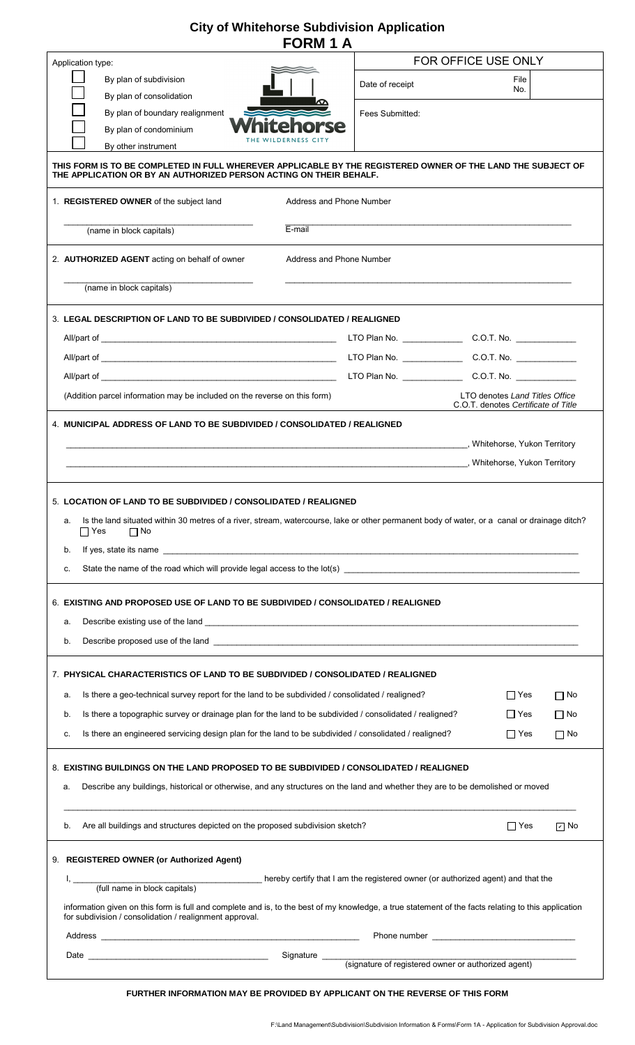# City of Whitehorse Subdivision Application

## FORM 1 A

Application type:

- ☐ By plan of subdivision
- ☐ By plan of consolidation
- ☐ By plan of boundary realignment
- ☐ By plan of condominium
- ☐ By other instrument

Whitehorse
THE WILDERNESS CITY

| FOR OFFICE USE ONLY | | | |
|---|---|---|---|
| Date of receipt | | File No. | |
| Fees Submitted: | | | |

**THIS FORM IS TO BE COMPLETED IN FULL WHEREVER APPLICABLE BY THE REGISTERED OWNER OF THE LAND THE SUBJECT OF THE APPLICATION OR BY AN AUTHORIZED PERSON ACTING ON THEIR BEHALF.**

1. **REGISTERED OWNER** of the subject land — Address and Phone Number

_______________ (name in block capitals) — E-mail _______________

2. **AUTHORIZED AGENT** acting on behalf of owner — Address and Phone Number

_______________ (name in block capitals) — _______________

3. **LEGAL DESCRIPTION OF LAND TO BE SUBDIVIDED / CONSOLIDATED / REALIGNED**

All/part of _______________ LTO Plan No. _______ C.O.T. No. _______

All/part of _______________ LTO Plan No. _______ C.O.T. No. _______

All/part of _______________ LTO Plan No. _______ C.O.T. No. _______

(Addition parcel information may be included on the reverse on this form)

LTO denotes *Land Titles Office*
C.O.T. denotes *Certificate of Title*

4. **MUNICIPAL ADDRESS OF LAND TO BE SUBDIVIDED / CONSOLIDATED / REALIGNED**

_______________, Whitehorse, Yukon Territory

_______________, Whitehorse, Yukon Territory

5. **LOCATION OF LAND TO BE SUBDIVIDED / CONSOLIDATED / REALIGNED**

a. Is the land situated within 30 metres of a river, stream, watercourse, lake or other permanent body of water, or a canal or drainage ditch?
☐ Yes ☐ No

b. If yes, state its name _______________

c. State the name of the road which will provide legal access to the lot(s) _______________

6. **EXISTING AND PROPOSED USE OF LAND TO BE SUBDIVIDED / CONSOLIDATED / REALIGNED**

a. Describe existing use of the land _______________

b. Describe proposed use of the land _______________

7. **PHYSICAL CHARACTERISTICS OF LAND TO BE SUBDIVIDED / CONSOLIDATED / REALIGNED**

a. Is there a geo-technical survey report for the land to be subdivided / consolidated / realigned? ☐ Yes ☐ No

b. Is there a topographic survey or drainage plan for the land to be subdivided / consolidated / realigned? ☐ Yes ☐ No

c. Is there an engineered servicing design plan for the land to be subdivided / consolidated / realigned? ☐ Yes ☐ No

8. **EXISTING BUILDINGS ON THE LAND PROPOSED TO BE SUBDIVIDED / CONSOLIDATED / REALIGNED**

a. Describe any buildings, historical or otherwise, and any structures on the land and whether they are to be demolished or moved

_______________

b. Are all buildings and structures depicted on the proposed subdivision sketch? ☐ Yes ☑ No

9. **REGISTERED OWNER (or Authorized Agent)**

I, _______________ hereby certify that I am the registered owner (or authorized agent) and that the
(full name in block capitals)

information given on this form is full and complete and is, to the best of my knowledge, a true statement of the facts relating to this application for subdivision / consolidation / realignment approval.

Address _______________ Phone number _______________

Date _______________ Signature _______________
(signature of registered owner or authorized agent)

**FURTHER INFORMATION MAY BE PROVIDED BY APPLICANT ON THE REVERSE OF THIS FORM**

F:\Land Management\Subdivision\Subdivision Information & Forms\Form 1A - Application for Subdivision Approval.doc